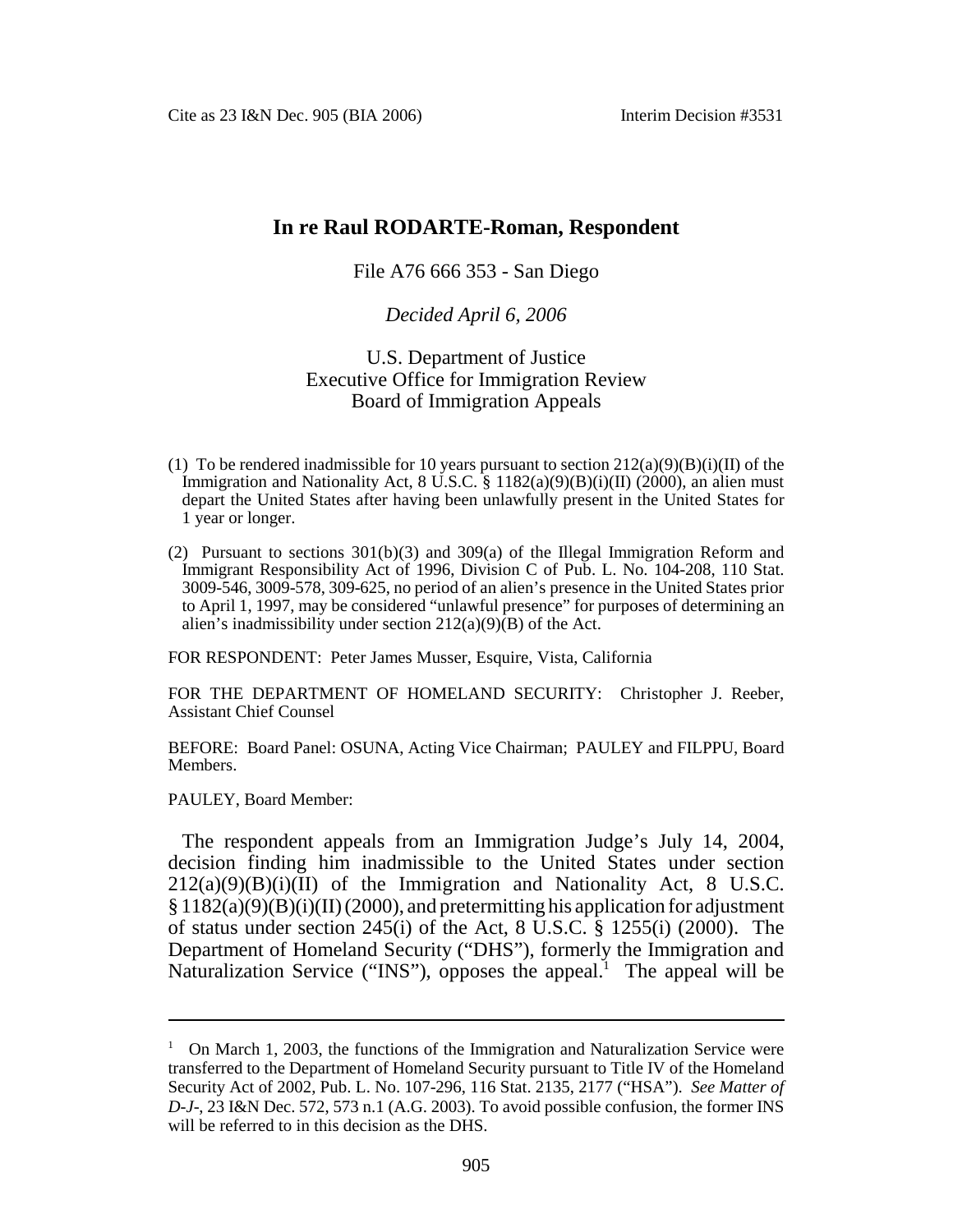# In re Raul RODARTE-Roman, Respondent

File A76 666 353 - San Diego

*Decided April 6, 2006*

U.S. Department of Justice
Executive Office for Immigration Review
Board of Immigration Appeals

(1) To be rendered inadmissible for 10 years pursuant to section 212(a)(9)(B)(i)(II) of the Immigration and Nationality Act, 8 U.S.C. § 1182(a)(9)(B)(i)(II) (2000), an alien must depart the United States after having been unlawfully present in the United States for 1 year or longer.

(2) Pursuant to sections 301(b)(3) and 309(a) of the Illegal Immigration Reform and Immigrant Responsibility Act of 1996, Division C of Pub. L. No. 104-208, 110 Stat. 3009-546, 3009-578, 309-625, no period of an alien's presence in the United States prior to April 1, 1997, may be considered "unlawful presence" for purposes of determining an alien's inadmissibility under section 212(a)(9)(B) of the Act.

FOR RESPONDENT: Peter James Musser, Esquire, Vista, California

FOR THE DEPARTMENT OF HOMELAND SECURITY: Christopher J. Reeber, Assistant Chief Counsel

BEFORE: Board Panel: OSUNA, Acting Vice Chairman; PAULEY and FILPPU, Board Members.

PAULEY, Board Member:

The respondent appeals from an Immigration Judge's July 14, 2004, decision finding him inadmissible to the United States under section 212(a)(9)(B)(i)(II) of the Immigration and Nationality Act, 8 U.S.C. § 1182(a)(9)(B)(i)(II) (2000), and pretermitting his application for adjustment of status under section 245(i) of the Act, 8 U.S.C. § 1255(i) (2000). The Department of Homeland Security ("DHS"), formerly the Immigration and Naturalization Service ("INS"), opposes the appeal.[1] The appeal will be

---

[1] On March 1, 2003, the functions of the Immigration and Naturalization Service were transferred to the Department of Homeland Security pursuant to Title IV of the Homeland Security Act of 2002, Pub. L. No. 107-296, 116 Stat. 2135, 2177 ("HSA"). *See Matter of D-J-*, 23 I&N Dec. 572, 573 n.1 (A.G. 2003). To avoid possible confusion, the former INS will be referred to in this decision as the DHS.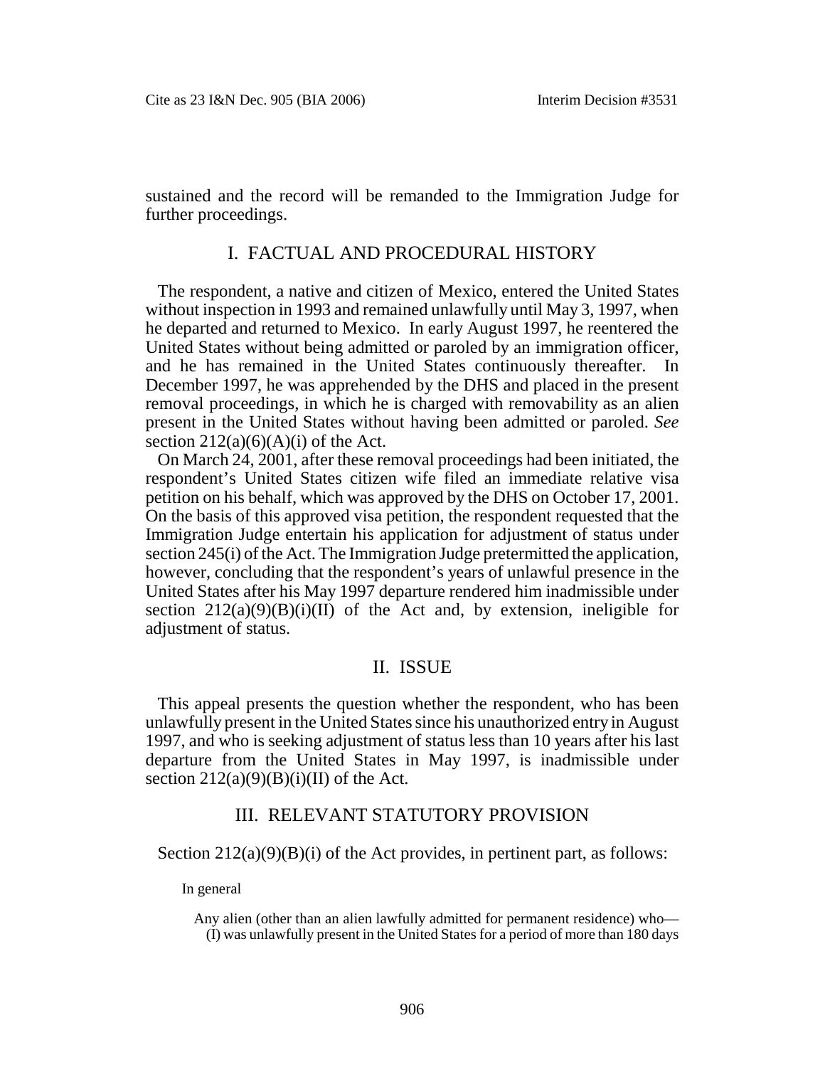sustained and the record will be remanded to the Immigration Judge for further proceedings.

## I. FACTUAL AND PROCEDURAL HISTORY

The respondent, a native and citizen of Mexico, entered the United States without inspection in 1993 and remained unlawfully until May 3, 1997, when he departed and returned to Mexico. In early August 1997, he reentered the United States without being admitted or paroled by an immigration officer, and he has remained in the United States continuously thereafter. In December 1997, he was apprehended by the DHS and placed in the present removal proceedings, in which he is charged with removability as an alien present in the United States without having been admitted or paroled. *See* section 212(a)(6)(A)(i) of the Act.

On March 24, 2001, after these removal proceedings had been initiated, the respondent's United States citizen wife filed an immediate relative visa petition on his behalf, which was approved by the DHS on October 17, 2001. On the basis of this approved visa petition, the respondent requested that the Immigration Judge entertain his application for adjustment of status under section 245(i) of the Act. The Immigration Judge pretermitted the application, however, concluding that the respondent's years of unlawful presence in the United States after his May 1997 departure rendered him inadmissible under section 212(a)(9)(B)(i)(II) of the Act and, by extension, ineligible for adjustment of status.

## II. ISSUE

This appeal presents the question whether the respondent, who has been unlawfully present in the United States since his unauthorized entry in August 1997, and who is seeking adjustment of status less than 10 years after his last departure from the United States in May 1997, is inadmissible under section 212(a)(9)(B)(i)(II) of the Act.

## III. RELEVANT STATUTORY PROVISION

Section 212(a)(9)(B)(i) of the Act provides, in pertinent part, as follows:

> In general
>
> Any alien (other than an alien lawfully admitted for permanent residence) who—
> (I) was unlawfully present in the United States for a period of more than 180 days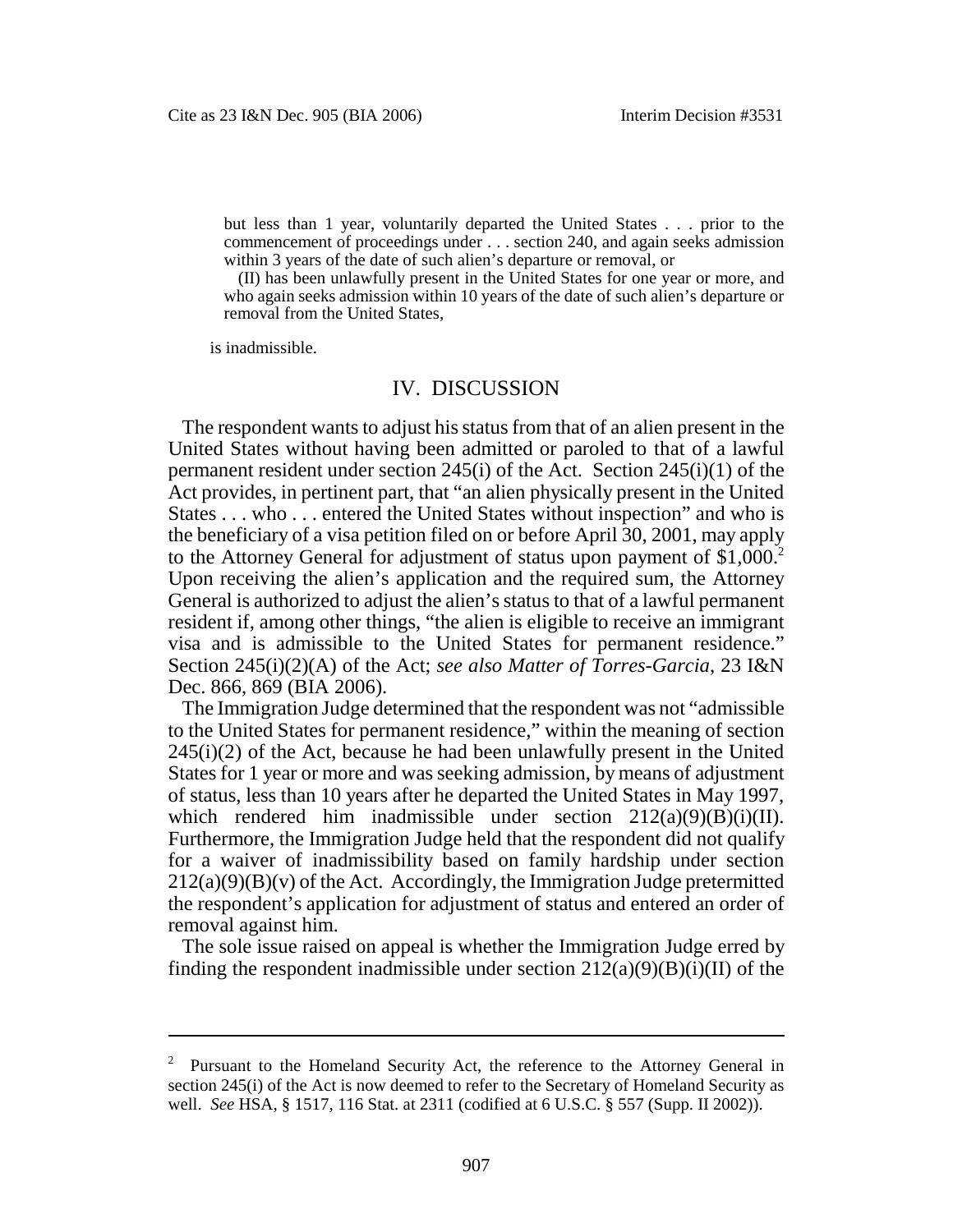> but less than 1 year, voluntarily departed the United States . . . prior to the commencement of proceedings under . . . section 240, and again seeks admission within 3 years of the date of such alien's departure or removal, or
>
> (II) has been unlawfully present in the United States for one year or more, and who again seeks admission within 10 years of the date of such alien's departure or removal from the United States,
>
> is inadmissible.

## IV. DISCUSSION

The respondent wants to adjust his status from that of an alien present in the United States without having been admitted or paroled to that of a lawful permanent resident under section 245(i) of the Act. Section 245(i)(1) of the Act provides, in pertinent part, that "an alien physically present in the United States . . . who . . . entered the United States without inspection" and who is the beneficiary of a visa petition filed on or before April 30, 2001, may apply to the Attorney General for adjustment of status upon payment of $1,000.[2] Upon receiving the alien's application and the required sum, the Attorney General is authorized to adjust the alien's status to that of a lawful permanent resident if, among other things, "the alien is eligible to receive an immigrant visa and is admissible to the United States for permanent residence." Section 245(i)(2)(A) of the Act; *see also Matter of Torres-Garcia*, 23 I&N Dec. 866, 869 (BIA 2006).

The Immigration Judge determined that the respondent was not "admissible to the United States for permanent residence," within the meaning of section 245(i)(2) of the Act, because he had been unlawfully present in the United States for 1 year or more and was seeking admission, by means of adjustment of status, less than 10 years after he departed the United States in May 1997, which rendered him inadmissible under section 212(a)(9)(B)(i)(II). Furthermore, the Immigration Judge held that the respondent did not qualify for a waiver of inadmissibility based on family hardship under section 212(a)(9)(B)(v) of the Act. Accordingly, the Immigration Judge pretermitted the respondent's application for adjustment of status and entered an order of removal against him.

The sole issue raised on appeal is whether the Immigration Judge erred by finding the respondent inadmissible under section 212(a)(9)(B)(i)(II) of the

---

[2] Pursuant to the Homeland Security Act, the reference to the Attorney General in section 245(i) of the Act is now deemed to refer to the Secretary of Homeland Security as well. *See* HSA, § 1517, 116 Stat. at 2311 (codified at 6 U.S.C. § 557 (Supp. II 2002)).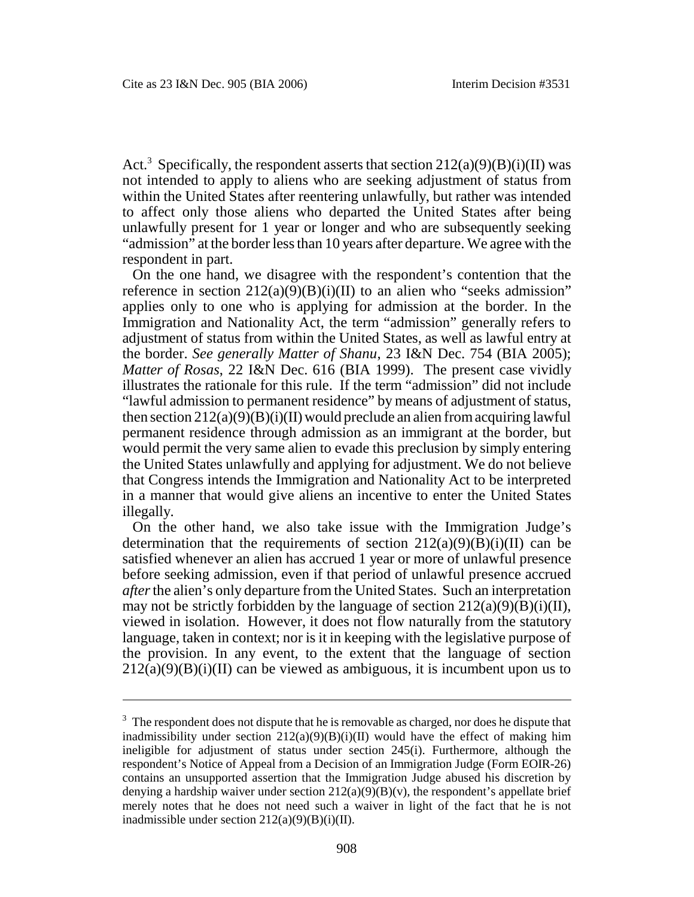Act.[3] Specifically, the respondent asserts that section 212(a)(9)(B)(i)(II) was not intended to apply to aliens who are seeking adjustment of status from within the United States after reentering unlawfully, but rather was intended to affect only those aliens who departed the United States after being unlawfully present for 1 year or longer and who are subsequently seeking "admission" at the border less than 10 years after departure. We agree with the respondent in part.

On the one hand, we disagree with the respondent's contention that the reference in section 212(a)(9)(B)(i)(II) to an alien who "seeks admission" applies only to one who is applying for admission at the border. In the Immigration and Nationality Act, the term "admission" generally refers to adjustment of status from within the United States, as well as lawful entry at the border. *See generally Matter of Shanu*, 23 I&N Dec. 754 (BIA 2005); *Matter of Rosas*, 22 I&N Dec. 616 (BIA 1999). The present case vividly illustrates the rationale for this rule. If the term "admission" did not include "lawful admission to permanent residence" by means of adjustment of status, then section 212(a)(9)(B)(i)(II) would preclude an alien from acquiring lawful permanent residence through admission as an immigrant at the border, but would permit the very same alien to evade this preclusion by simply entering the United States unlawfully and applying for adjustment. We do not believe that Congress intends the Immigration and Nationality Act to be interpreted in a manner that would give aliens an incentive to enter the United States illegally.

On the other hand, we also take issue with the Immigration Judge's determination that the requirements of section 212(a)(9)(B)(i)(II) can be satisfied whenever an alien has accrued 1 year or more of unlawful presence before seeking admission, even if that period of unlawful presence accrued *after* the alien's only departure from the United States. Such an interpretation may not be strictly forbidden by the language of section 212(a)(9)(B)(i)(II), viewed in isolation. However, it does not flow naturally from the statutory language, taken in context; nor is it in keeping with the legislative purpose of the provision. In any event, to the extent that the language of section 212(a)(9)(B)(i)(II) can be viewed as ambiguous, it is incumbent upon us to

---

[3] The respondent does not dispute that he is removable as charged, nor does he dispute that inadmissibility under section 212(a)(9)(B)(i)(II) would have the effect of making him ineligible for adjustment of status under section 245(i). Furthermore, although the respondent's Notice of Appeal from a Decision of an Immigration Judge (Form EOIR-26) contains an unsupported assertion that the Immigration Judge abused his discretion by denying a hardship waiver under section 212(a)(9)(B)(v), the respondent's appellate brief merely notes that he does not need such a waiver in light of the fact that he is not inadmissible under section 212(a)(9)(B)(i)(II).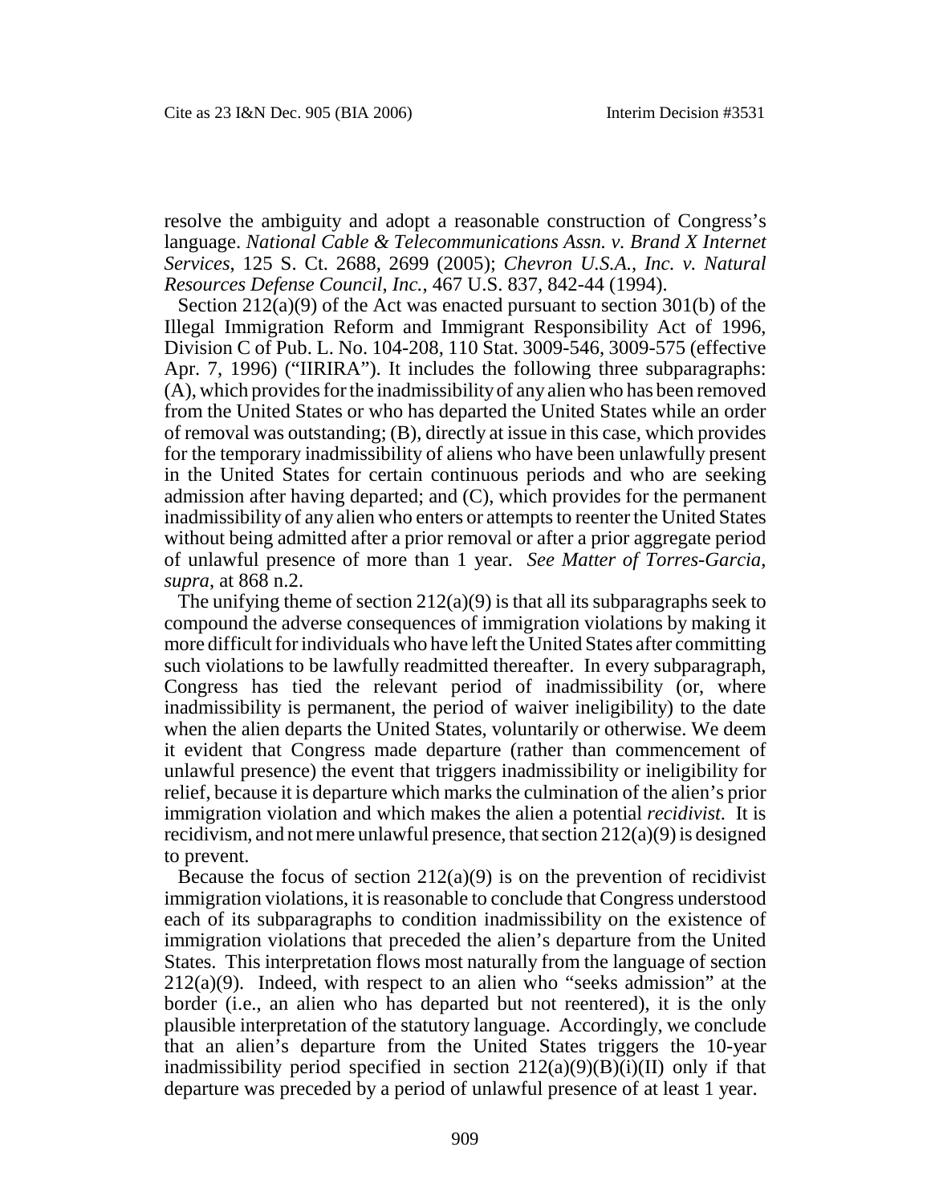resolve the ambiguity and adopt a reasonable construction of Congress's language. *National Cable & Telecommunications Assn. v. Brand X Internet Services*, 125 S. Ct. 2688, 2699 (2005); *Chevron U.S.A., Inc. v. Natural Resources Defense Council, Inc.*, 467 U.S. 837, 842-44 (1994).

Section 212(a)(9) of the Act was enacted pursuant to section 301(b) of the Illegal Immigration Reform and Immigrant Responsibility Act of 1996, Division C of Pub. L. No. 104-208, 110 Stat. 3009-546, 3009-575 (effective Apr. 7, 1996) ("IIRIRA"). It includes the following three subparagraphs: (A), which provides for the inadmissibility of any alien who has been removed from the United States or who has departed the United States while an order of removal was outstanding; (B), directly at issue in this case, which provides for the temporary inadmissibility of aliens who have been unlawfully present in the United States for certain continuous periods and who are seeking admission after having departed; and (C), which provides for the permanent inadmissibility of any alien who enters or attempts to reenter the United States without being admitted after a prior removal or after a prior aggregate period of unlawful presence of more than 1 year. *See Matter of Torres-Garcia*, *supra*, at 868 n.2.

The unifying theme of section 212(a)(9) is that all its subparagraphs seek to compound the adverse consequences of immigration violations by making it more difficult for individuals who have left the United States after committing such violations to be lawfully readmitted thereafter. In every subparagraph, Congress has tied the relevant period of inadmissibility (or, where inadmissibility is permanent, the period of waiver ineligibility) to the date when the alien departs the United States, voluntarily or otherwise. We deem it evident that Congress made departure (rather than commencement of unlawful presence) the event that triggers inadmissibility or ineligibility for relief, because it is departure which marks the culmination of the alien's prior immigration violation and which makes the alien a potential *recidivist*. It is recidivism, and not mere unlawful presence, that section 212(a)(9) is designed to prevent.

Because the focus of section 212(a)(9) is on the prevention of recidivist immigration violations, it is reasonable to conclude that Congress understood each of its subparagraphs to condition inadmissibility on the existence of immigration violations that preceded the alien's departure from the United States. This interpretation flows most naturally from the language of section 212(a)(9). Indeed, with respect to an alien who "seeks admission" at the border (i.e., an alien who has departed but not reentered), it is the only plausible interpretation of the statutory language. Accordingly, we conclude that an alien's departure from the United States triggers the 10-year inadmissibility period specified in section 212(a)(9)(B)(i)(II) only if that departure was preceded by a period of unlawful presence of at least 1 year.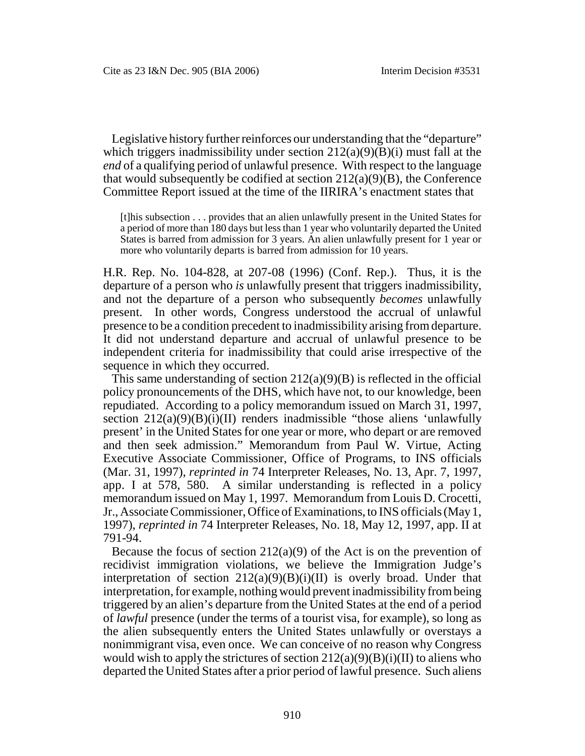Legislative history further reinforces our understanding that the "departure" which triggers inadmissibility under section 212(a)(9)(B)(i) must fall at the *end* of a qualifying period of unlawful presence. With respect to the language that would subsequently be codified at section 212(a)(9)(B), the Conference Committee Report issued at the time of the IIRIRA's enactment states that

> [t]his subsection . . . provides that an alien unlawfully present in the United States for a period of more than 180 days but less than 1 year who voluntarily departed the United States is barred from admission for 3 years. An alien unlawfully present for 1 year or more who voluntarily departs is barred from admission for 10 years.

H.R. Rep. No. 104-828, at 207-08 (1996) (Conf. Rep.). Thus, it is the departure of a person who *is* unlawfully present that triggers inadmissibility, and not the departure of a person who subsequently *becomes* unlawfully present. In other words, Congress understood the accrual of unlawful presence to be a condition precedent to inadmissibility arising from departure. It did not understand departure and accrual of unlawful presence to be independent criteria for inadmissibility that could arise irrespective of the sequence in which they occurred.

This same understanding of section 212(a)(9)(B) is reflected in the official policy pronouncements of the DHS, which have not, to our knowledge, been repudiated. According to a policy memorandum issued on March 31, 1997, section 212(a)(9)(B)(i)(II) renders inadmissible "those aliens 'unlawfully present' in the United States for one year or more, who depart or are removed and then seek admission." Memorandum from Paul W. Virtue, Acting Executive Associate Commissioner, Office of Programs, to INS officials (Mar. 31, 1997), *reprinted in* 74 Interpreter Releases, No. 13, Apr. 7, 1997, app. I at 578, 580. A similar understanding is reflected in a policy memorandum issued on May 1, 1997. Memorandum from Louis D. Crocetti, Jr., Associate Commissioner, Office of Examinations, to INS officials (May 1, 1997), *reprinted in* 74 Interpreter Releases, No. 18, May 12, 1997, app. II at 791-94.

Because the focus of section 212(a)(9) of the Act is on the prevention of recidivist immigration violations, we believe the Immigration Judge's interpretation of section 212(a)(9)(B)(i)(II) is overly broad. Under that interpretation, for example, nothing would prevent inadmissibility from being triggered by an alien's departure from the United States at the end of a period of *lawful* presence (under the terms of a tourist visa, for example), so long as the alien subsequently enters the United States unlawfully or overstays a nonimmigrant visa, even once. We can conceive of no reason why Congress would wish to apply the strictures of section 212(a)(9)(B)(i)(II) to aliens who departed the United States after a prior period of lawful presence. Such aliens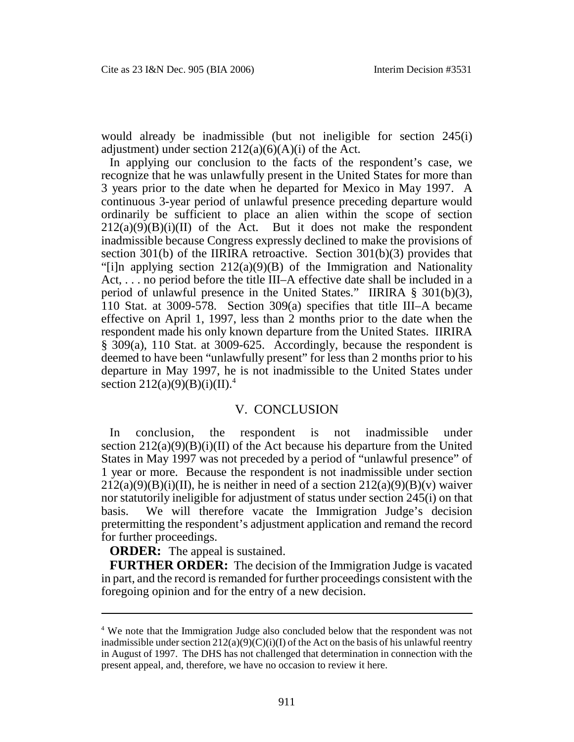would already be inadmissible (but not ineligible for section 245(i) adjustment) under section 212(a)(6)(A)(i) of the Act.

In applying our conclusion to the facts of the respondent's case, we recognize that he was unlawfully present in the United States for more than 3 years prior to the date when he departed for Mexico in May 1997. A continuous 3-year period of unlawful presence preceding departure would ordinarily be sufficient to place an alien within the scope of section 212(a)(9)(B)(i)(II) of the Act. But it does not make the respondent inadmissible because Congress expressly declined to make the provisions of section 301(b) of the IIRIRA retroactive. Section 301(b)(3) provides that "[i]n applying section 212(a)(9)(B) of the Immigration and Nationality Act, . . . no period before the title III–A effective date shall be included in a period of unlawful presence in the United States." IIRIRA § 301(b)(3), 110 Stat. at 3009-578. Section 309(a) specifies that title III–A became effective on April 1, 1997, less than 2 months prior to the date when the respondent made his only known departure from the United States. IIRIRA § 309(a), 110 Stat. at 3009-625. Accordingly, because the respondent is deemed to have been "unlawfully present" for less than 2 months prior to his departure in May 1997, he is not inadmissible to the United States under section 212(a)(9)(B)(i)(II).[4]

## V. CONCLUSION

In conclusion, the respondent is not inadmissible under section 212(a)(9)(B)(i)(II) of the Act because his departure from the United States in May 1997 was not preceded by a period of "unlawful presence" of 1 year or more. Because the respondent is not inadmissible under section 212(a)(9)(B)(i)(II), he is neither in need of a section 212(a)(9)(B)(v) waiver nor statutorily ineligible for adjustment of status under section 245(i) on that basis. We will therefore vacate the Immigration Judge's decision pretermitting the respondent's adjustment application and remand the record for further proceedings.

**ORDER:** The appeal is sustained.

**FURTHER ORDER:** The decision of the Immigration Judge is vacated in part, and the record is remanded for further proceedings consistent with the foregoing opinion and for the entry of a new decision.

---

[4] We note that the Immigration Judge also concluded below that the respondent was not inadmissible under section 212(a)(9)(C)(i)(I) of the Act on the basis of his unlawful reentry in August of 1997. The DHS has not challenged that determination in connection with the present appeal, and, therefore, we have no occasion to review it here.